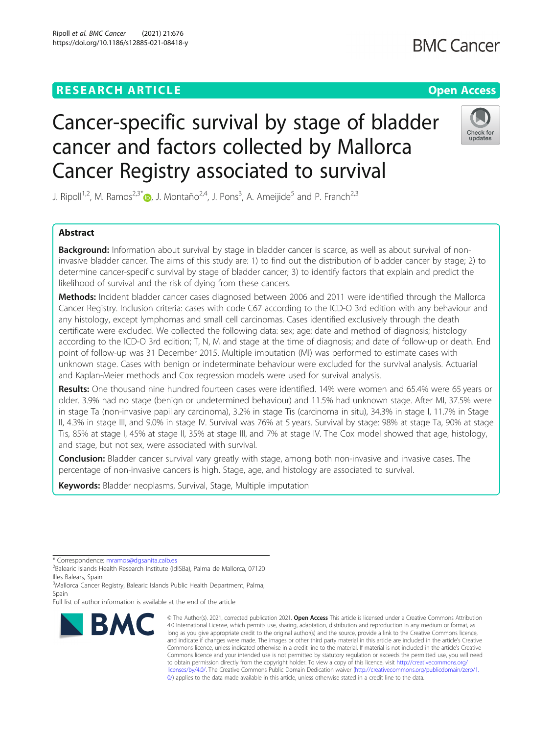RESEARCH ARTICLE

Open Access

# Cancer-specific survival by stage of bladder cancer and factors collected by Mallorca Cancer Registry associated to survival

J. Ripoll[1,2], M. Ramos[2,3*], J. Montaño[2,4], J. Pons[3], A. Ameijide[5] and P. Franch[2,3]

## Abstract

**Background:** Information about survival by stage in bladder cancer is scarce, as well as about survival of non-invasive bladder cancer. The aims of this study are: 1) to find out the distribution of bladder cancer by stage; 2) to determine cancer-specific survival by stage of bladder cancer; 3) to identify factors that explain and predict the likelihood of survival and the risk of dying from these cancers.

**Methods:** Incident bladder cancer cases diagnosed between 2006 and 2011 were identified through the Mallorca Cancer Registry. Inclusion criteria: cases with code C67 according to the ICD-O 3rd edition with any behaviour and any histology, except lymphomas and small cell carcinomas. Cases identified exclusively through the death certificate were excluded. We collected the following data: sex; age; date and method of diagnosis; histology according to the ICD-O 3rd edition; T, N, M and stage at the time of diagnosis; and date of follow-up or death. End point of follow-up was 31 December 2015. Multiple imputation (MI) was performed to estimate cases with unknown stage. Cases with benign or indeterminate behaviour were excluded for the survival analysis. Actuarial and Kaplan-Meier methods and Cox regression models were used for survival analysis.

**Results:** One thousand nine hundred fourteen cases were identified. 14% were women and 65.4% were 65 years or older. 3.9% had no stage (benign or undetermined behaviour) and 11.5% had unknown stage. After MI, 37.5% were in stage Ta (non-invasive papillary carcinoma), 3.2% in stage Tis (carcinoma in situ), 34.3% in stage I, 11.7% in Stage II, 4.3% in stage III, and 9.0% in stage IV. Survival was 76% at 5 years. Survival by stage: 98% at stage Ta, 90% at stage Tis, 85% at stage I, 45% at stage II, 35% at stage III, and 7% at stage IV. The Cox model showed that age, histology, and stage, but not sex, were associated with survival.

**Conclusion:** Bladder cancer survival vary greatly with stage, among both non-invasive and invasive cases. The percentage of non-invasive cancers is high. Stage, age, and histology are associated to survival.

**Keywords:** Bladder neoplasms, Survival, Stage, Multiple imputation

\* Correspondence: mramos@dgsanita.caib.es
[2]Balearic Islands Health Research Institute (IdISBa), Palma de Mallorca, 07120 Illes Balears, Spain
[3]Mallorca Cancer Registry, Balearic Islands Public Health Department, Palma, Spain
Full list of author information is available at the end of the article

© The Author(s). 2021, corrected publication 2021. **Open Access** This article is licensed under a Creative Commons Attribution 4.0 International License, which permits use, sharing, adaptation, distribution and reproduction in any medium or format, as long as you give appropriate credit to the original author(s) and the source, provide a link to the Creative Commons licence, and indicate if changes were made. The images or other third party material in this article are included in the article's Creative Commons licence, unless indicated otherwise in a credit line to the material. If material is not included in the article's Creative Commons licence and your intended use is not permitted by statutory regulation or exceeds the permitted use, you will need to obtain permission directly from the copyright holder. To view a copy of this licence, visit http://creativecommons.org/licenses/by/4.0/. The Creative Commons Public Domain Dedication waiver (http://creativecommons.org/publicdomain/zero/1.0/) applies to the data made available in this article, unless otherwise stated in a credit line to the data.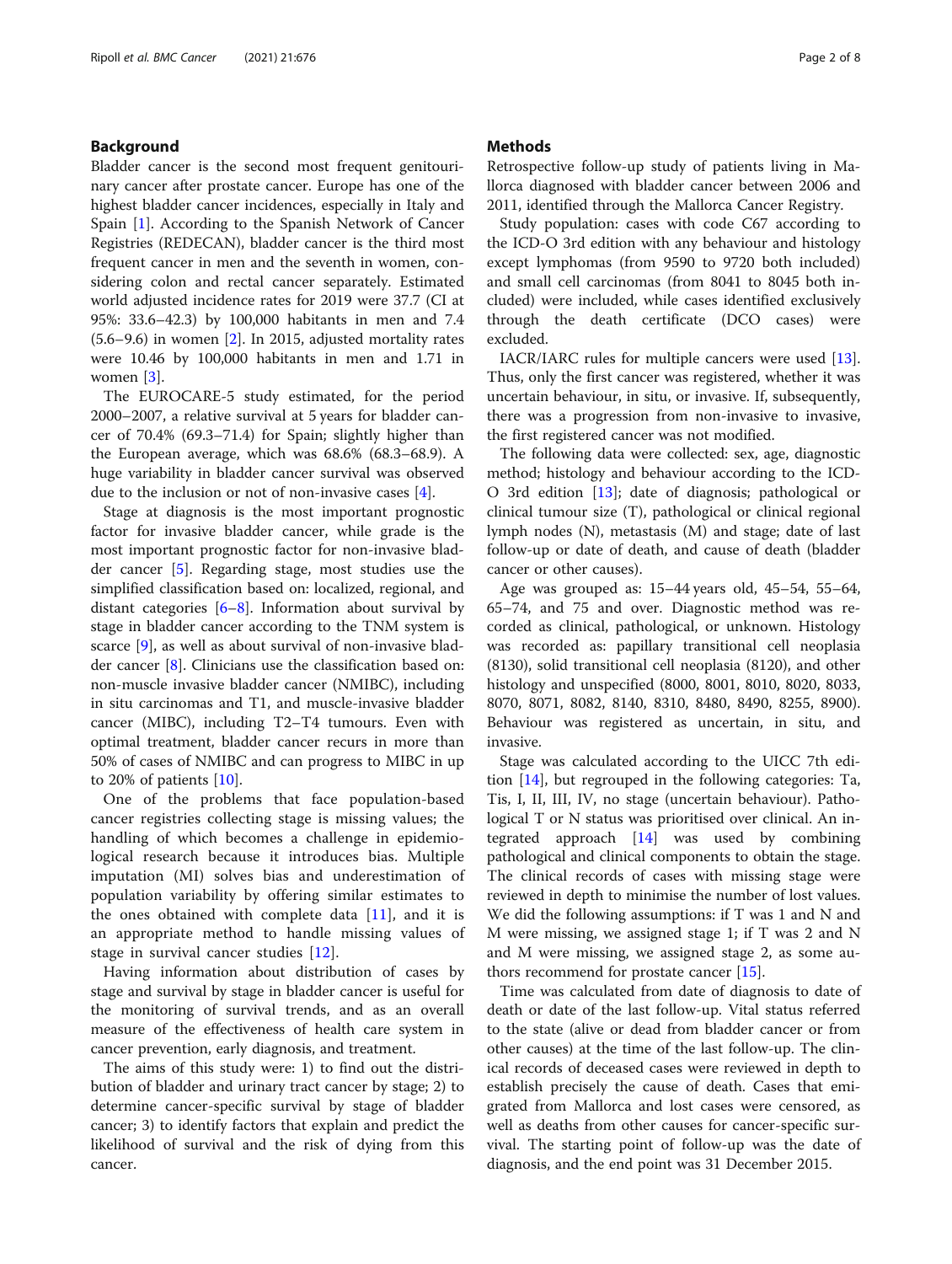## Background

Bladder cancer is the second most frequent genitourinary cancer after prostate cancer. Europe has one of the highest bladder cancer incidences, especially in Italy and Spain [1]. According to the Spanish Network of Cancer Registries (REDECAN), bladder cancer is the third most frequent cancer in men and the seventh in women, considering colon and rectal cancer separately. Estimated world adjusted incidence rates for 2019 were 37.7 (CI at 95%: 33.6–42.3) by 100,000 habitants in men and 7.4 (5.6–9.6) in women [2]. In 2015, adjusted mortality rates were 10.46 by 100,000 habitants in men and 1.71 in women [3].

The EUROCARE-5 study estimated, for the period 2000–2007, a relative survival at 5 years for bladder cancer of 70.4% (69.3–71.4) for Spain; slightly higher than the European average, which was 68.6% (68.3–68.9). A huge variability in bladder cancer survival was observed due to the inclusion or not of non-invasive cases [4].

Stage at diagnosis is the most important prognostic factor for invasive bladder cancer, while grade is the most important prognostic factor for non-invasive bladder cancer [5]. Regarding stage, most studies use the simplified classification based on: localized, regional, and distant categories [6–8]. Information about survival by stage in bladder cancer according to the TNM system is scarce [9], as well as about survival of non-invasive bladder cancer [8]. Clinicians use the classification based on: non-muscle invasive bladder cancer (NMIBC), including in situ carcinomas and T1, and muscle-invasive bladder cancer (MIBC), including T2–T4 tumours. Even with optimal treatment, bladder cancer recurs in more than 50% of cases of NMIBC and can progress to MIBC in up to 20% of patients [10].

One of the problems that face population-based cancer registries collecting stage is missing values; the handling of which becomes a challenge in epidemiological research because it introduces bias. Multiple imputation (MI) solves bias and underestimation of population variability by offering similar estimates to the ones obtained with complete data [11], and it is an appropriate method to handle missing values of stage in survival cancer studies [12].

Having information about distribution of cases by stage and survival by stage in bladder cancer is useful for the monitoring of survival trends, and as an overall measure of the effectiveness of health care system in cancer prevention, early diagnosis, and treatment.

The aims of this study were: 1) to find out the distribution of bladder and urinary tract cancer by stage; 2) to determine cancer-specific survival by stage of bladder cancer; 3) to identify factors that explain and predict the likelihood of survival and the risk of dying from this cancer.

## Methods

Retrospective follow-up study of patients living in Mallorca diagnosed with bladder cancer between 2006 and 2011, identified through the Mallorca Cancer Registry.

Study population: cases with code C67 according to the ICD-O 3rd edition with any behaviour and histology except lymphomas (from 9590 to 9720 both included) and small cell carcinomas (from 8041 to 8045 both included) were included, while cases identified exclusively through the death certificate (DCO cases) were excluded.

IACR/IARC rules for multiple cancers were used [13]. Thus, only the first cancer was registered, whether it was uncertain behaviour, in situ, or invasive. If, subsequently, there was a progression from non-invasive to invasive, the first registered cancer was not modified.

The following data were collected: sex, age, diagnostic method; histology and behaviour according to the ICD-O 3rd edition [13]; date of diagnosis; pathological or clinical tumour size (T), pathological or clinical regional lymph nodes (N), metastasis (M) and stage; date of last follow-up or date of death, and cause of death (bladder cancer or other causes).

Age was grouped as: 15–44 years old, 45–54, 55–64, 65–74, and 75 and over. Diagnostic method was recorded as clinical, pathological, or unknown. Histology was recorded as: papillary transitional cell neoplasia (8130), solid transitional cell neoplasia (8120), and other histology and unspecified (8000, 8001, 8010, 8020, 8033, 8070, 8071, 8082, 8140, 8310, 8480, 8490, 8255, 8900). Behaviour was registered as uncertain, in situ, and invasive.

Stage was calculated according to the UICC 7th edition [14], but regrouped in the following categories: Ta, Tis, I, II, III, IV, no stage (uncertain behaviour). Pathological T or N status was prioritised over clinical. An integrated approach [14] was used by combining pathological and clinical components to obtain the stage. The clinical records of cases with missing stage were reviewed in depth to minimise the number of lost values. We did the following assumptions: if T was 1 and N and M were missing, we assigned stage 1; if T was 2 and N and M were missing, we assigned stage 2, as some authors recommend for prostate cancer [15].

Time was calculated from date of diagnosis to date of death or date of the last follow-up. Vital status referred to the state (alive or dead from bladder cancer or from other causes) at the time of the last follow-up. The clinical records of deceased cases were reviewed in depth to establish precisely the cause of death. Cases that emigrated from Mallorca and lost cases were censored, as well as deaths from other causes for cancer-specific survival. The starting point of follow-up was the date of diagnosis, and the end point was 31 December 2015.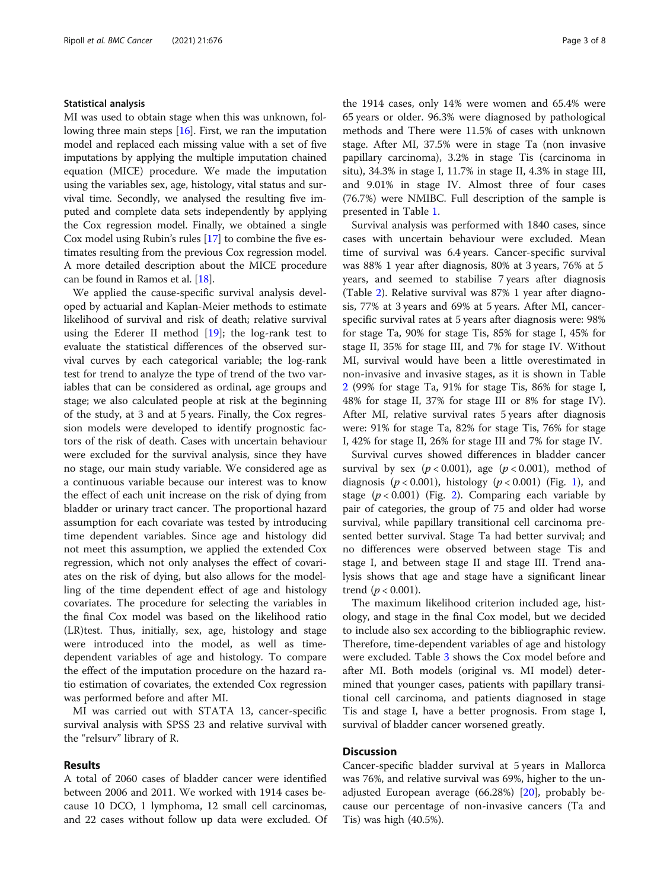### Statistical analysis

MI was used to obtain stage when this was unknown, following three main steps [16]. First, we ran the imputation model and replaced each missing value with a set of five imputations by applying the multiple imputation chained equation (MICE) procedure. We made the imputation using the variables sex, age, histology, vital status and survival time. Secondly, we analysed the resulting five imputed and complete data sets independently by applying the Cox regression model. Finally, we obtained a single Cox model using Rubin's rules [17] to combine the five estimates resulting from the previous Cox regression model. A more detailed description about the MICE procedure can be found in Ramos et al. [18].

We applied the cause-specific survival analysis developed by actuarial and Kaplan-Meier methods to estimate likelihood of survival and risk of death; relative survival using the Ederer II method [19]; the log-rank test to evaluate the statistical differences of the observed survival curves by each categorical variable; the log-rank test for trend to analyze the type of trend of the two variables that can be considered as ordinal, age groups and stage; we also calculated people at risk at the beginning of the study, at 3 and at 5 years. Finally, the Cox regression models were developed to identify prognostic factors of the risk of death. Cases with uncertain behaviour were excluded for the survival analysis, since they have no stage, our main study variable. We considered age as a continuous variable because our interest was to know the effect of each unit increase on the risk of dying from bladder or urinary tract cancer. The proportional hazard assumption for each covariate was tested by introducing time dependent variables. Since age and histology did not meet this assumption, we applied the extended Cox regression, which not only analyses the effect of covariates on the risk of dying, but also allows for the modelling of the time dependent effect of age and histology covariates. The procedure for selecting the variables in the final Cox model was based on the likelihood ratio (LR)test. Thus, initially, sex, age, histology and stage were introduced into the model, as well as time-dependent variables of age and histology. To compare the effect of the imputation procedure on the hazard ratio estimation of covariates, the extended Cox regression was performed before and after MI.

MI was carried out with STATA 13, cancer-specific survival analysis with SPSS 23 and relative survival with the "relsurv" library of R.

## Results

A total of 2060 cases of bladder cancer were identified between 2006 and 2011. We worked with 1914 cases because 10 DCO, 1 lymphoma, 12 small cell carcinomas, and 22 cases without follow up data were excluded. Of the 1914 cases, only 14% were women and 65.4% were 65 years or older. 96.3% were diagnosed by pathological methods and There were 11.5% of cases with unknown stage. After MI, 37.5% were in stage Ta (non invasive papillary carcinoma), 3.2% in stage Tis (carcinoma in situ), 34.3% in stage I, 11.7% in stage II, 4.3% in stage III, and 9.01% in stage IV. Almost three of four cases (76.7%) were NMIBC. Full description of the sample is presented in Table 1.

Survival analysis was performed with 1840 cases, since cases with uncertain behaviour were excluded. Mean time of survival was 6.4 years. Cancer-specific survival was 88% 1 year after diagnosis, 80% at 3 years, 76% at 5 years, and seemed to stabilise 7 years after diagnosis (Table 2). Relative survival was 87% 1 year after diagnosis, 77% at 3 years and 69% at 5 years. After MI, cancer-specific survival rates at 5 years after diagnosis were: 98% for stage Ta, 90% for stage Tis, 85% for stage I, 45% for stage II, 35% for stage III, and 7% for stage IV. Without MI, survival would have been a little overestimated in non-invasive and invasive stages, as it is shown in Table 2 (99% for stage Ta, 91% for stage Tis, 86% for stage I, 48% for stage II, 37% for stage III or 8% for stage IV). After MI, relative survival rates 5 years after diagnosis were: 91% for stage Ta, 82% for stage Tis, 76% for stage I, 42% for stage II, 26% for stage III and 7% for stage IV.

Survival curves showed differences in bladder cancer survival by sex ($p < 0.001$), age ($p < 0.001$), method of diagnosis ($p < 0.001$), histology ($p < 0.001$) (Fig. 1), and stage ($p < 0.001$) (Fig. 2). Comparing each variable by pair of categories, the group of 75 and older had worse survival, while papillary transitional cell carcinoma presented better survival. Stage Ta had better survival; and no differences were observed between stage Tis and stage I, and between stage II and stage III. Trend analysis shows that age and stage have a significant linear trend ($p < 0.001$).

The maximum likelihood criterion included age, histology, and stage in the final Cox model, but we decided to include also sex according to the bibliographic review. Therefore, time-dependent variables of age and histology were excluded. Table 3 shows the Cox model before and after MI. Both models (original vs. MI model) determined that younger cases, patients with papillary transitional cell carcinoma, and patients diagnosed in stage Tis and stage I, have a better prognosis. From stage I, survival of bladder cancer worsened greatly.

## Discussion

Cancer-specific bladder survival at 5 years in Mallorca was 76%, and relative survival was 69%, higher to the unadjusted European average (66.28%) [20], probably because our percentage of non-invasive cancers (Ta and Tis) was high (40.5%).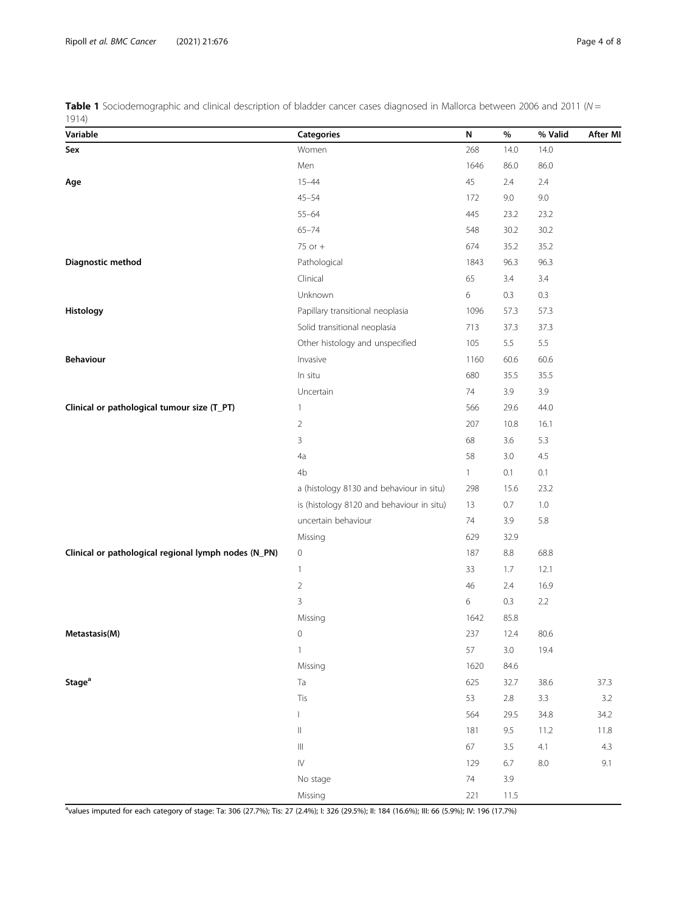**Table 1** Sociodemographic and clinical description of bladder cancer cases diagnosed in Mallorca between 2006 and 2011 ($N$ = 1914)

| Variable | Categories | N | % | % Valid | After MI |
|---|---|---|---|---|---|
| **Sex** | Women | 268 | 14.0 | 14.0 | |
| | Men | 1646 | 86.0 | 86.0 | |
| **Age** | 15–44 | 45 | 2.4 | 2.4 | |
| | 45–54 | 172 | 9.0 | 9.0 | |
| | 55–64 | 445 | 23.2 | 23.2 | |
| | 65–74 | 548 | 30.2 | 30.2 | |
| | 75 or + | 674 | 35.2 | 35.2 | |
| **Diagnostic method** | Pathological | 1843 | 96.3 | 96.3 | |
| | Clinical | 65 | 3.4 | 3.4 | |
| | Unknown | 6 | 0.3 | 0.3 | |
| **Histology** | Papillary transitional neoplasia | 1096 | 57.3 | 57.3 | |
| | Solid transitional neoplasia | 713 | 37.3 | 37.3 | |
| | Other histology and unspecified | 105 | 5.5 | 5.5 | |
| **Behaviour** | Invasive | 1160 | 60.6 | 60.6 | |
| | In situ | 680 | 35.5 | 35.5 | |
| | Uncertain | 74 | 3.9 | 3.9 | |
| **Clinical or pathological tumour size (T_PT)** | 1 | 566 | 29.6 | 44.0 | |
| | 2 | 207 | 10.8 | 16.1 | |
| | 3 | 68 | 3.6 | 5.3 | |
| | 4a | 58 | 3.0 | 4.5 | |
| | 4b | 1 | 0.1 | 0.1 | |
| | a (histology 8130 and behaviour in situ) | 298 | 15.6 | 23.2 | |
| | is (histology 8120 and behaviour in situ) | 13 | 0.7 | 1.0 | |
| | uncertain behaviour | 74 | 3.9 | 5.8 | |
| | Missing | 629 | 32.9 | | |
| **Clinical or pathological regional lymph nodes (N_PN)** | 0 | 187 | 8.8 | 68.8 | |
| | 1 | 33 | 1.7 | 12.1 | |
| | 2 | 46 | 2.4 | 16.9 | |
| | 3 | 6 | 0.3 | 2.2 | |
| | Missing | 1642 | 85.8 | | |
| **Metastasis(M)** | 0 | 237 | 12.4 | 80.6 | |
| | 1 | 57 | 3.0 | 19.4 | |
| | Missing | 1620 | 84.6 | | |
| **Stage[a]** | Ta | 625 | 32.7 | 38.6 | 37.3 |
| | Tis | 53 | 2.8 | 3.3 | 3.2 |
| | I | 564 | 29.5 | 34.8 | 34.2 |
| | II | 181 | 9.5 | 11.2 | 11.8 |
| | III | 67 | 3.5 | 4.1 | 4.3 |
| | IV | 129 | 6.7 | 8.0 | 9.1 |
| | No stage | 74 | 3.9 | | |
| | Missing | 221 | 11.5 | | |

[a]values imputed for each category of stage: Ta: 306 (27.7%); Tis: 27 (2.4%); I: 326 (29.5%); II: 184 (16.6%); III: 66 (5.9%); IV: 196 (17.7%)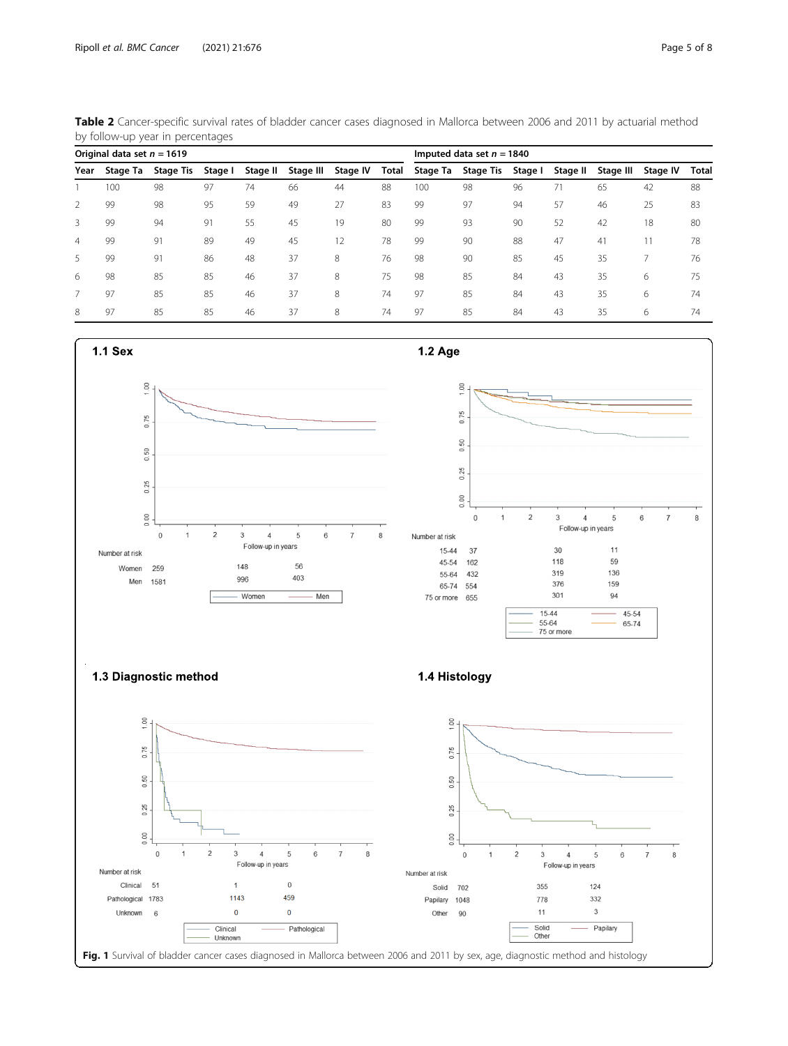**Table 2** Cancer-specific survival rates of bladder cancer cases diagnosed in Mallorca between 2006 and 2011 by actuarial method by follow-up year in percentages

| Original data set $n$ = 1619 | | | | | | | | Imputed data set $n$ = 1840 | | | | | | |
|---|---|---|---|---|---|---|---|---|---|---|---|---|---|---|
| Year | Stage Ta | Stage Tis | Stage I | Stage II | Stage III | Stage IV | Total | Stage Ta | Stage Tis | Stage I | Stage II | Stage III | Stage IV | Total |
| 1 | 100 | 98 | 97 | 74 | 66 | 44 | 88 | 100 | 98 | 96 | 71 | 65 | 42 | 88 |
| 2 | 99 | 98 | 95 | 59 | 49 | 27 | 83 | 99 | 97 | 94 | 57 | 46 | 25 | 83 |
| 3 | 99 | 94 | 91 | 55 | 45 | 19 | 80 | 99 | 93 | 90 | 52 | 42 | 18 | 80 |
| 4 | 99 | 91 | 89 | 49 | 45 | 12 | 78 | 99 | 90 | 88 | 47 | 41 | 11 | 78 |
| 5 | 99 | 91 | 86 | 48 | 37 | 8 | 76 | 98 | 90 | 85 | 45 | 35 | 7 | 76 |
| 6 | 98 | 85 | 85 | 46 | 37 | 8 | 75 | 98 | 85 | 84 | 43 | 35 | 6 | 75 |
| 7 | 97 | 85 | 85 | 46 | 37 | 8 | 74 | 97 | 85 | 84 | 43 | 35 | 6 | 74 |
| 8 | 97 | 85 | 85 | 46 | 37 | 8 | 74 | 97 | 85 | 84 | 43 | 35 | 6 | 74 |

**Fig. 1** Survival of bladder cancer cases diagnosed in Mallorca between 2006 and 2011 by sex, age, diagnostic method and histology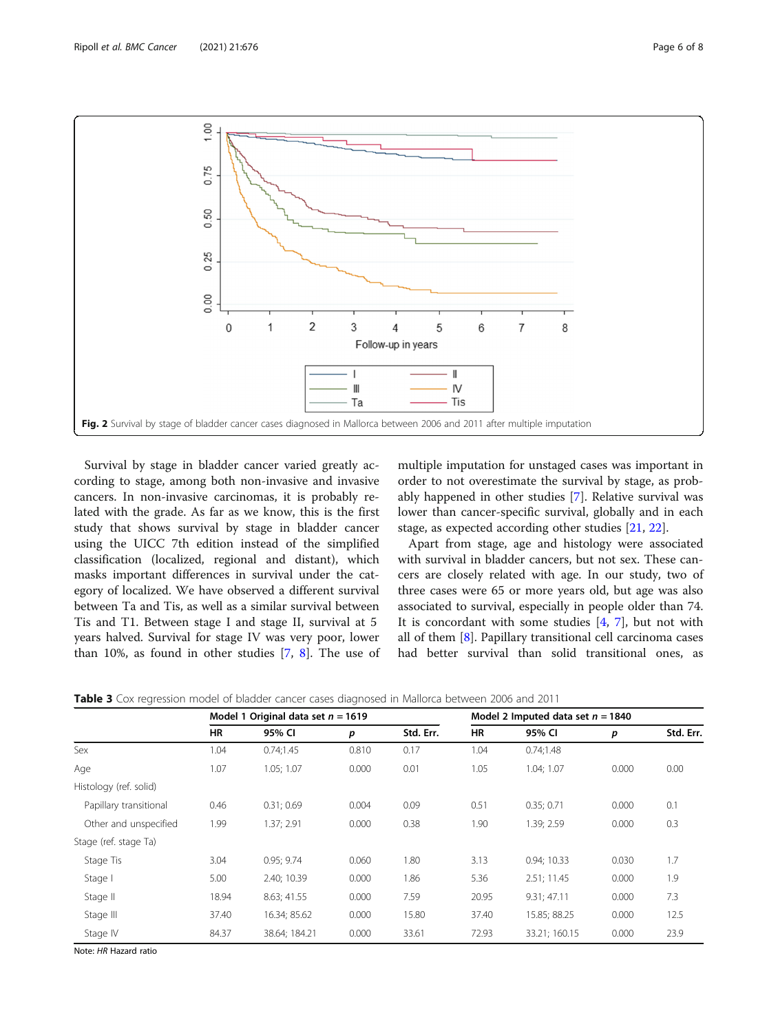**Fig. 2** Survival by stage of bladder cancer cases diagnosed in Mallorca between 2006 and 2011 after multiple imputation

Survival by stage in bladder cancer varied greatly according to stage, among both non-invasive and invasive cancers. In non-invasive carcinomas, it is probably related with the grade. As far as we know, this is the first study that shows survival by stage in bladder cancer using the UICC 7th edition instead of the simplified classification (localized, regional and distant), which masks important differences in survival under the category of localized. We have observed a different survival between Ta and Tis, as well as a similar survival between Tis and T1. Between stage I and stage II, survival at 5 years halved. Survival for stage IV was very poor, lower than 10%, as found in other studies [7, 8]. The use of multiple imputation for unstaged cases was important in order to not overestimate the survival by stage, as probably happened in other studies [7]. Relative survival was lower than cancer-specific survival, globally and in each stage, as expected according other studies [21, 22].

Apart from stage, age and histology were associated with survival in bladder cancers, but not sex. These cancers are closely related with age. In our study, two of three cases were 65 or more years old, but age was also associated to survival, especially in people older than 74. It is concordant with some studies [4, 7], but not with all of them [8]. Papillary transitional cell carcinoma cases had better survival than solid transitional ones, as

**Table 3** Cox regression model of bladder cancer cases diagnosed in Mallorca between 2006 and 2011

| | Model 1 Original data set *n* = 1619 | | | | Model 2 Imputed data set *n* = 1840 | | | |
|---|---|---|---|---|---|---|---|---|
| | HR | 95% CI | *p* | Std. Err. | HR | 95% CI | *p* | Std. Err. |
| Sex | 1.04 | 0.74;1.45 | 0.810 | 0.17 | 1.04 | 0.74;1.48 | | |
| Age | 1.07 | 1.05; 1.07 | 0.000 | 0.01 | 1.05 | 1.04; 1.07 | 0.000 | 0.00 |
| Histology (ref. solid) | | | | | | | | |
| Papillary transitional | 0.46 | 0.31; 0.69 | 0.004 | 0.09 | 0.51 | 0.35; 0.71 | 0.000 | 0.1 |
| Other and unspecified | 1.99 | 1.37; 2.91 | 0.000 | 0.38 | 1.90 | 1.39; 2.59 | 0.000 | 0.3 |
| Stage (ref. stage Ta) | | | | | | | | |
| Stage Tis | 3.04 | 0.95; 9.74 | 0.060 | 1.80 | 3.13 | 0.94; 10.33 | 0.030 | 1.7 |
| Stage I | 5.00 | 2.40; 10.39 | 0.000 | 1.86 | 5.36 | 2.51; 11.45 | 0.000 | 1.9 |
| Stage II | 18.94 | 8.63; 41.55 | 0.000 | 7.59 | 20.95 | 9.31; 47.11 | 0.000 | 7.3 |
| Stage III | 37.40 | 16.34; 85.62 | 0.000 | 15.80 | 37.40 | 15.85; 88.25 | 0.000 | 12.5 |
| Stage IV | 84.37 | 38.64; 184.21 | 0.000 | 33.61 | 72.93 | 33.21; 160.15 | 0.000 | 23.9 |

Note: *HR* Hazard ratio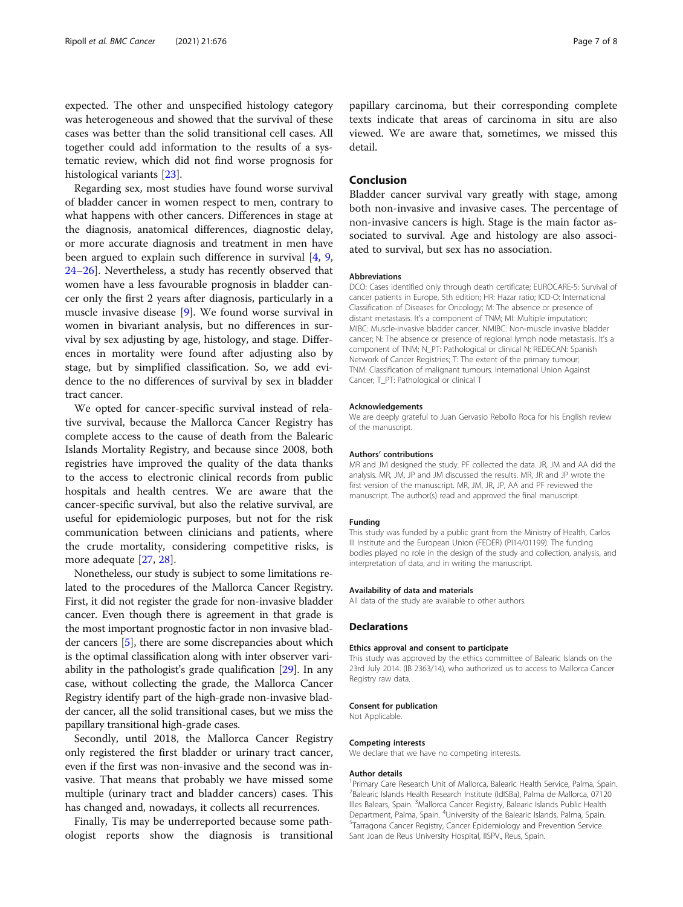expected. The other and unspecified histology category was heterogeneous and showed that the survival of these cases was better than the solid transitional cell cases. All together could add information to the results of a systematic review, which did not find worse prognosis for histological variants [23].

Regarding sex, most studies have found worse survival of bladder cancer in women respect to men, contrary to what happens with other cancers. Differences in stage at the diagnosis, anatomical differences, diagnostic delay, or more accurate diagnosis and treatment in men have been argued to explain such difference in survival [4, 9, 24–26]. Nevertheless, a study has recently observed that women have a less favourable prognosis in bladder cancer only the first 2 years after diagnosis, particularly in a muscle invasive disease [9]. We found worse survival in women in bivariant analysis, but no differences in survival by sex adjusting by age, histology, and stage. Differences in mortality were found after adjusting also by stage, but by simplified classification. So, we add evidence to the no differences of survival by sex in bladder tract cancer.

We opted for cancer-specific survival instead of relative survival, because the Mallorca Cancer Registry has complete access to the cause of death from the Balearic Islands Mortality Registry, and because since 2008, both registries have improved the quality of the data thanks to the access to electronic clinical records from public hospitals and health centres. We are aware that the cancer-specific survival, but also the relative survival, are useful for epidemiologic purposes, but not for the risk communication between clinicians and patients, where the crude mortality, considering competitive risks, is more adequate [27, 28].

Nonetheless, our study is subject to some limitations related to the procedures of the Mallorca Cancer Registry. First, it did not register the grade for non-invasive bladder cancer. Even though there is agreement in that grade is the most important prognostic factor in non invasive bladder cancers [5], there are some discrepancies about which is the optimal classification along with inter observer variability in the pathologist's grade qualification [29]. In any case, without collecting the grade, the Mallorca Cancer Registry identify part of the high-grade non-invasive bladder cancer, all the solid transitional cases, but we miss the papillary transitional high-grade cases.

Secondly, until 2018, the Mallorca Cancer Registry only registered the first bladder or urinary tract cancer, even if the first was non-invasive and the second was invasive. That means that probably we have missed some multiple (urinary tract and bladder cancers) cases. This has changed and, nowadays, it collects all recurrences.

Finally, Tis may be underreported because some pathologist reports show the diagnosis is transitional papillary carcinoma, but their corresponding complete texts indicate that areas of carcinoma in situ are also viewed. We are aware that, sometimes, we missed this detail.

## Conclusion

Bladder cancer survival vary greatly with stage, among both non-invasive and invasive cases. The percentage of non-invasive cancers is high. Stage is the main factor associated to survival. Age and histology are also associated to survival, but sex has no association.

### Abbreviations

DCO: Cases identified only through death certificate; EUROCARE-5: Survival of cancer patients in Europe, 5th edition; HR: Hazar ratio; ICD-O: International Classification of Diseases for Oncology; M: The absence or presence of distant metastasis. It's a component of TNM; MI: Multiple imputation; MIBC: Muscle-invasive bladder cancer; NMIBC: Non-muscle invasive bladder cancer; N: The absence or presence of regional lymph node metastasis. It's a component of TNM; N_PT: Pathological or clinical N; REDECAN: Spanish Network of Cancer Registries; T: The extent of the primary tumour; TNM: Classification of malignant tumours. International Union Against Cancer; T_PT: Pathological or clinical T

### Acknowledgements

We are deeply grateful to Juan Gervasio Rebollo Roca for his English review of the manuscript.

### Authors' contributions

MR and JM designed the study. PF collected the data. JR, JM and AA did the analysis. MR, JM, JP and JM discussed the results. MR, JR and JP wrote the first version of the manuscript. MR, JM, JR, JP, AA and PF reviewed the manuscript. The author(s) read and approved the final manuscript.

### Funding

This study was funded by a public grant from the Ministry of Health, Carlos III Institute and the European Union (FEDER) (PI14/01199). The funding bodies played no role in the design of the study and collection, analysis, and interpretation of data, and in writing the manuscript.

### Availability of data and materials

All data of the study are available to other authors.

## Declarations

### Ethics approval and consent to participate

This study was approved by the ethics committee of Balearic Islands on the 23rd July 2014. (IB 2363/14), who authorized us to access to Mallorca Cancer Registry raw data.

### Consent for publication

Not Applicable.

### Competing interests

We declare that we have no competing interests.

### Author details

[1]Primary Care Research Unit of Mallorca, Balearic Health Service, Palma, Spain. [2]Balearic Islands Health Research Institute (IdISBa), Palma de Mallorca, 07120 Illes Balears, Spain. [3]Mallorca Cancer Registry, Balearic Islands Public Health Department, Palma, Spain. [4]University of the Balearic Islands, Palma, Spain. [5]Tarragona Cancer Registry, Cancer Epidemiology and Prevention Service. Sant Joan de Reus University Hospital, IISPV., Reus, Spain.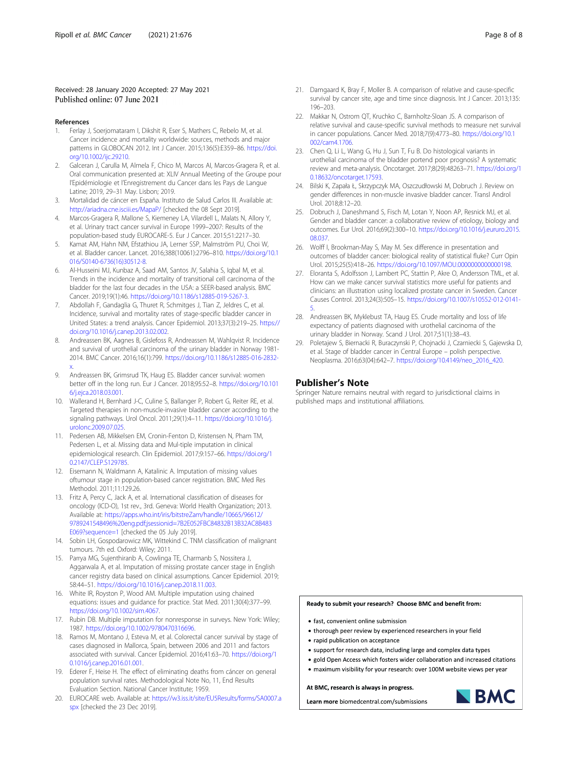Received: 28 January 2020 Accepted: 27 May 2021
Published online: 07 June 2021

## References

1. Ferlay J, Soerjomataram I, Dikshit R, Eser S, Mathers C, Rebelo M, et al. Cancer incidence and mortality worldwide: sources, methods and major patterns in GLOBOCAN 2012. Int J Cancer. 2015;136(5):E359–86. https://doi.org/10.1002/ijc.29210.
2. Galceran J, Carulla M, Almela F, Chico M, Marcos AI, Marcos-Gragera R, et al. Oral communication presented at: XLIV Annual Meeting of the Groupe pour l'Epidémiologie et l'Enregistrement du Cancer dans les Pays de Langue Latine; 2019, 29–31 May. Lisbon; 2019.
3. Mortalidad de cáncer en España. Instituto de Salud Carlos III. Available at: http://ariadna.cne.isciii.es/MapaP/ [checked the 08 Sept 2019].
4. Marcos-Gragera R, Mallone S, Kiemeney LA, Vilardell L, Malats N, Allory Y, et al. Urinary tract cancer survival in Europe 1999–2007: Results of the population-based study EUROCARE-5. Eur J Cancer. 2015;51:2217–30.
5. Kamat AM, Hahn NM, Efstathiou JA, Lerner SSP, Malmström PU, Choi W, et al. Bladder cancer. Lancet. 2016;388(10061):2796–810. https://doi.org/10.1016/S0140-6736(16)30512-8.
6. Al-Husseini MJ, Kunbaz A, Saad AM, Santos JV, Salahia S, Iqbal M, et al. Trends in the incidence and mortality of transitional cell carcinoma of the bladder for the last four decades in the USA: a SEER-based analysis. BMC Cancer. 2019;19(1):46. https://doi.org/10.1186/s12885-019-5267-3.
7. Abdollah F, Gandaglia G, Thuret R, Schmitges J, Tian Z, Jeldres C, et al. Incidence, survival and mortality rates of stage-specific bladder cancer in United States: a trend analysis. Cancer Epidemiol. 2013;37(3):219–25. https://doi.org/10.1016/j.canep.2013.02.002.
8. Andreassen BK, Aagnes B, Gislefoss R, Andreassen M, Wahlqvist R. Incidence and survival of urothelial carcinoma of the urinary bladder in Norway 1981-2014. BMC Cancer. 2016;16(1):799. https://doi.org/10.1186/s12885-016-2832-x.
9. Andreassen BK, Grimsrud TK, Haug ES. Bladder cancer survival: women better off in the long run. Eur J Cancer. 2018;95:52–8. https://doi.org/10.1016/j.ejca.2018.03.001.
10. Wallerand H, Bernhard J-C, Culine S, Ballanger P, Robert G, Reiter RE, et al. Targeted therapies in non-muscle-invasive bladder cancer according to the signaling pathways. Urol Oncol. 2011;29(1):4–11. https://doi.org/10.1016/j.urolonc.2009.07.025.
11. Pedersen AB, Mikkelsen EM, Cronin-Fenton D, Kristensen N, Pham TM, Pedersen L, et al. Missing data and Mul-tiple imputation in clinical epidemiological research. Clin Epidemiol. 2017;9:157–66. https://doi.org/10.2147/CLEP.S129785.
12. Eisemann N, Waldmann A, Katalinic A. Imputation of missing values oftumour stage in population-based cancer registration. BMC Med Res Methodol. 2011;11:129.26.
13. Fritz A, Percy C, Jack A, et al. International classification of diseases for oncology (ICD-O), 1st rev., 3rd. Geneva: World Health Organization; 2013. Available at: https://apps.who.int/iris/bitstreZam/handle/10665/96612/9789241548496%20eng.pdf;jsessionid=7B2E052FBC84832B13B32AC8B483E069?sequence=1 [checked the 05 July 2019].
14. Sobin LH, Gospodarowicz MK, Wittekind C. TNM classification of malignant tumours. 7th ed. Oxford: Wiley; 2011.
15. Parrya MG, Sujenthiranb A, Cowlinga TE, Charmanb S, Nossitera J, Aggarwala A, et al. Imputation of missing prostate cancer stage in English cancer registry data based on clinical assumptions. Cancer Epidemiol. 2019;58:44–51. https://doi.org/10.1016/j.canep.2018.11.003.
16. White IR, Royston P, Wood AM. Multiple imputation using chained equations: issues and guidance for practice. Stat Med. 2011;30(4):377–99. https://doi.org/10.1002/sim.4067.
17. Rubin DB. Multiple imputation for nonresponse in surveys. New York: Wiley; 1987. https://doi.org/10.1002/9780470316696.
18. Ramos M, Montano J, Esteva M, et al. Colorectal cancer survival by stage of cases diagnosed in Mallorca, Spain, between 2006 and 2011 and factors associated with survival. Cancer Epidemiol. 2016;41:63–70. https://doi.org/10.1016/j.canep.2016.01.001.
19. Ederer F, Heise H. The effect of eliminating deaths from cáncer on general population survival rates. Methodological Note No, 11, End Results Evaluation Section. National Cancer Institute; 1959.
20. EUROCARE web. Available at: https://w3.iss.it/site/EU5Results/forms/SA0007.aspx [checked the 23 Dec 2019].
21. Damgaard K, Bray F, Moller B. A comparison of relative and cause-specific survival by cancer site, age and time since diagnosis. Int J Cancer. 2013;135:196–203.
22. Makkar N, Ostrom QT, Kruchko C, Barnholtz-Sloan JS. A comparison of relative survival and cause-specific survival methods to measure net survival in cancer populations. Cancer Med. 2018;7(9):4773–80. https://doi.org/10.1002/cam4.1706.
23. Chen Q, Li L, Wang G, Hu J, Sun T, Fu B. Do histological variants in urothelial carcinoma of the bladder portend poor prognosis? A systematic review and meta-analysis. Oncotarget. 2017;8(29):48263–71. https://doi.org/10.18632/oncotarget.17593.
24. Bilski K, Zapała Ł, Skrzypczyk MA, Oszczudłowski M, Dobruch J. Review on gender differences in non-muscle invasive bladder cancer. Transl Androl Urol. 2018;8:12–20.
25. Dobruch J, Daneshmand S, Fisch M, Lotan Y, Noon AP, Resnick MJ, et al. Gender and bladder cancer: a collaborative review of etiology, biology and outcomes. Eur Urol. 2016;69(2):300–10. https://doi.org/10.1016/j.eururo.2015.08.037.
26. Wolff I, Brookman-May S, May M. Sex difference in presentation and outcomes of bladder cancer: biological reality of statistical fluke? Curr Opin Urol. 2015;25(5):418–26. https://doi.org/10.1097/MOU.0000000000000198.
27. Eloranta S, Adolfsson J, Lambert PC, Stattin P, Akre O, Andersson TML, et al. How can we make cancer survival statistics more useful for patients and clinicians: an illustration using localized prostate cancer in Sweden. Cancer Causes Control. 2013;24(3):505–15. https://doi.org/10.1007/s10552-012-0141-5.
28. Andreassen BK, Myklebust TA, Haug ES. Crude mortality and loss of life expectancy of patients diagnosed with urothelial carcinoma of the urinary bladder in Norway. Scand J Urol. 2017;51(1):38–43.
29. Poletajew S, Biernacki R, Buraczynski P, Chojnacki J, Czarniecki S, Gajewska D, et al. Stage of bladder cancer in Central Europe – polish perspective. Neoplasma. 2016;63(04):642–7. https://doi.org/10.4149/neo_2016_420.

## Publisher's Note

Springer Nature remains neutral with regard to jurisdictional claims in published maps and institutional affiliations.

**Ready to submit your research? Choose BMC and benefit from:**

- fast, convenient online submission
- thorough peer review by experienced researchers in your field
- rapid publication on acceptance
- support for research data, including large and complex data types
- gold Open Access which fosters wider collaboration and increased citations
- maximum visibility for your research: over 100M website views per year

**At BMC, research is always in progress.**

**Learn more** biomedcentral.com/submissions

BMC